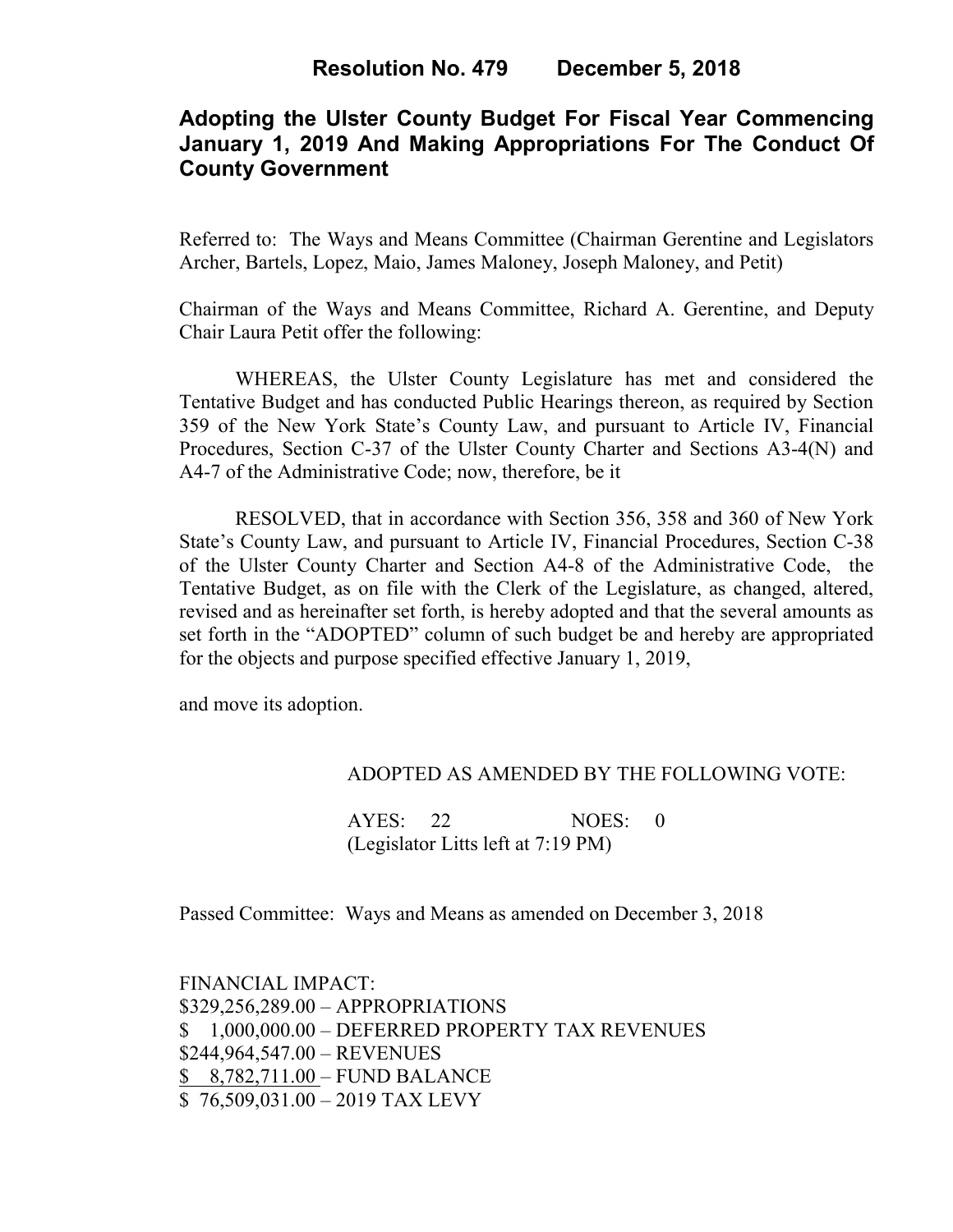# Resolution No. 479 December 5, 2018

## Adopting the Ulster County Budget For Fiscal Year Commencing January 1, 2019 And Making Appropriations For The Conduct Of County Government

Referred to: The Ways and Means Committee (Chairman Gerentine and Legislators Archer, Bartels, Lopez, Maio, James Maloney, Joseph Maloney, and Petit)

Chairman of the Ways and Means Committee, Richard A. Gerentine, and Deputy Chair Laura Petit offer the following:

WHEREAS, the Ulster County Legislature has met and considered the Tentative Budget and has conducted Public Hearings thereon, as required by Section 359 of the New York State's County Law, and pursuant to Article IV, Financial Procedures, Section C-37 of the Ulster County Charter and Sections A3-4(N) and A4-7 of the Administrative Code; now, therefore, be it

RESOLVED, that in accordance with Section 356, 358 and 360 of New York State's County Law, and pursuant to Article IV, Financial Procedures, Section C-38 of the Ulster County Charter and Section A4-8 of the Administrative Code, the Tentative Budget, as on file with the Clerk of the Legislature, as changed, altered, revised and as hereinafter set forth, is hereby adopted and that the several amounts as set forth in the "ADOPTED" column of such budget be and hereby are appropriated for the objects and purpose specified effective January 1, 2019,

and move its adoption.

ADOPTED AS AMENDED BY THE FOLLOWING VOTE:

AYES: 22 NOES: 0
(Legislator Litts left at 7:19 PM)

Passed Committee: Ways and Means as amended on December 3, 2018

FINANCIAL IMPACT:
$329,256,289.00 – APPROPRIATIONS
$ 1,000,000.00 – DEFERRED PROPERTY TAX REVENUES
$244,964,547.00 – REVENUES
$ 8,782,711.00 – FUND BALANCE
$ 76,509,031.00 – 2019 TAX LEVY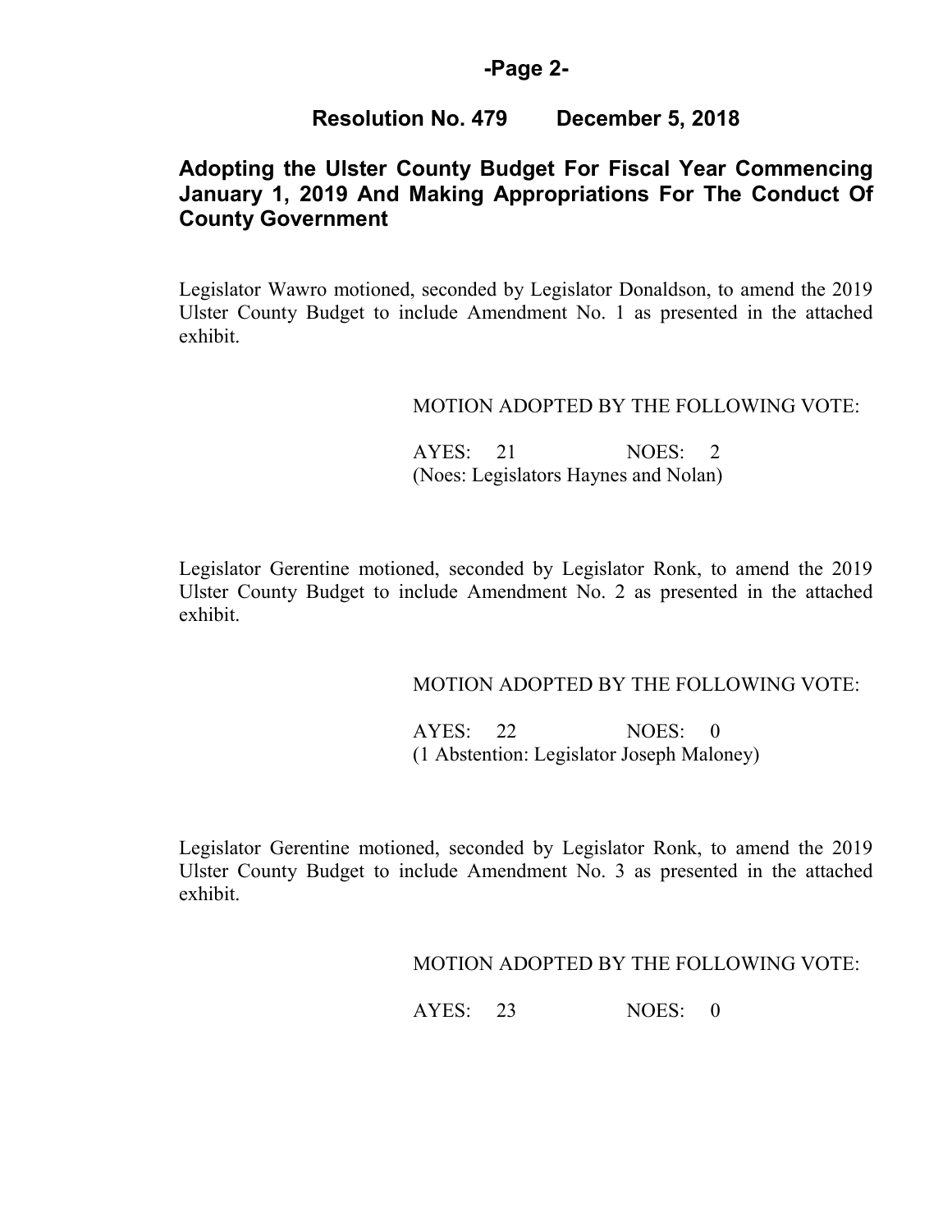**Resolution No. 479 December 5, 2018**

## Adopting the Ulster County Budget For Fiscal Year Commencing January 1, 2019 And Making Appropriations For The Conduct Of County Government

Legislator Wawro motioned, seconded by Legislator Donaldson, to amend the 2019 Ulster County Budget to include Amendment No. 1 as presented in the attached exhibit.

MOTION ADOPTED BY THE FOLLOWING VOTE:

AYES: 21 NOES: 2
(Noes: Legislators Haynes and Nolan)

Legislator Gerentine motioned, seconded by Legislator Ronk, to amend the 2019 Ulster County Budget to include Amendment No. 2 as presented in the attached exhibit.

MOTION ADOPTED BY THE FOLLOWING VOTE:

AYES: 22 NOES: 0
(1 Abstention: Legislator Joseph Maloney)

Legislator Gerentine motioned, seconded by Legislator Ronk, to amend the 2019 Ulster County Budget to include Amendment No. 3 as presented in the attached exhibit.

MOTION ADOPTED BY THE FOLLOWING VOTE:

AYES: 23 NOES: 0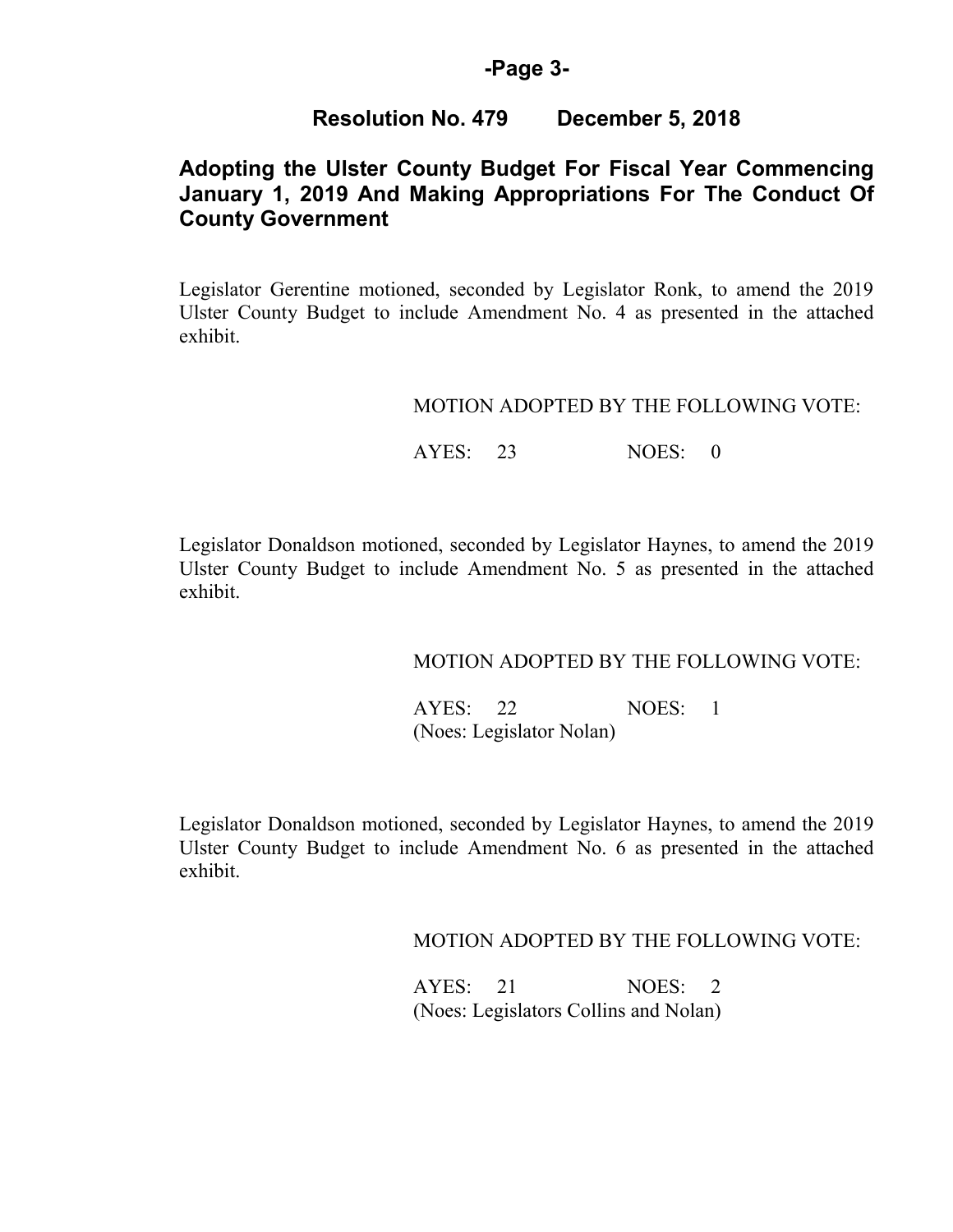## Resolution No. 479 December 5, 2018

## Adopting the Ulster County Budget For Fiscal Year Commencing January 1, 2019 And Making Appropriations For The Conduct Of County Government

Legislator Gerentine motioned, seconded by Legislator Ronk, to amend the 2019 Ulster County Budget to include Amendment No. 4 as presented in the attached exhibit.

MOTION ADOPTED BY THE FOLLOWING VOTE:

AYES: 23 NOES: 0

Legislator Donaldson motioned, seconded by Legislator Haynes, to amend the 2019 Ulster County Budget to include Amendment No. 5 as presented in the attached exhibit.

MOTION ADOPTED BY THE FOLLOWING VOTE:

AYES: 22 NOES: 1
(Noes: Legislator Nolan)

Legislator Donaldson motioned, seconded by Legislator Haynes, to amend the 2019 Ulster County Budget to include Amendment No. 6 as presented in the attached exhibit.

MOTION ADOPTED BY THE FOLLOWING VOTE:

AYES: 21 NOES: 2
(Noes: Legislators Collins and Nolan)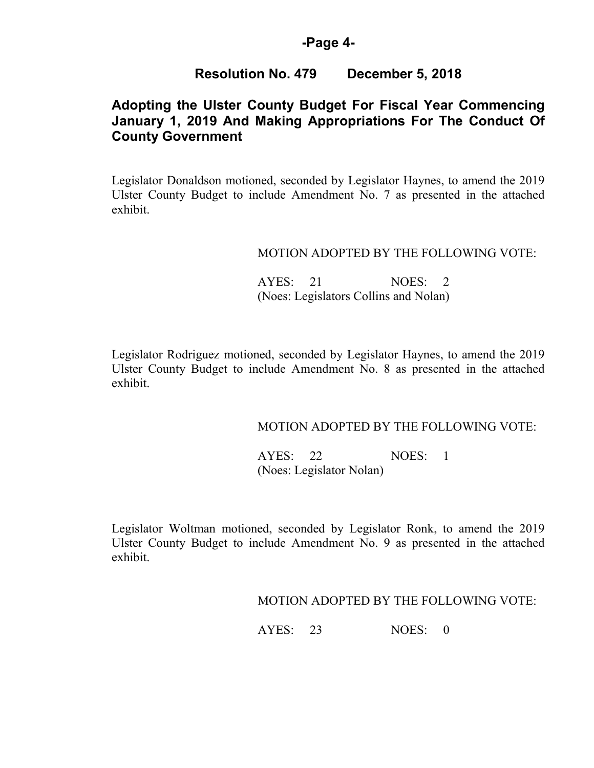## Resolution No. 479 December 5, 2018

## Adopting the Ulster County Budget For Fiscal Year Commencing January 1, 2019 And Making Appropriations For The Conduct Of County Government

Legislator Donaldson motioned, seconded by Legislator Haynes, to amend the 2019 Ulster County Budget to include Amendment No. 7 as presented in the attached exhibit.

MOTION ADOPTED BY THE FOLLOWING VOTE:

AYES: 21 NOES: 2
(Noes: Legislators Collins and Nolan)

Legislator Rodriguez motioned, seconded by Legislator Haynes, to amend the 2019 Ulster County Budget to include Amendment No. 8 as presented in the attached exhibit.

MOTION ADOPTED BY THE FOLLOWING VOTE:

AYES: 22 NOES: 1
(Noes: Legislator Nolan)

Legislator Woltman motioned, seconded by Legislator Ronk, to amend the 2019 Ulster County Budget to include Amendment No. 9 as presented in the attached exhibit.

MOTION ADOPTED BY THE FOLLOWING VOTE:

AYES: 23 NOES: 0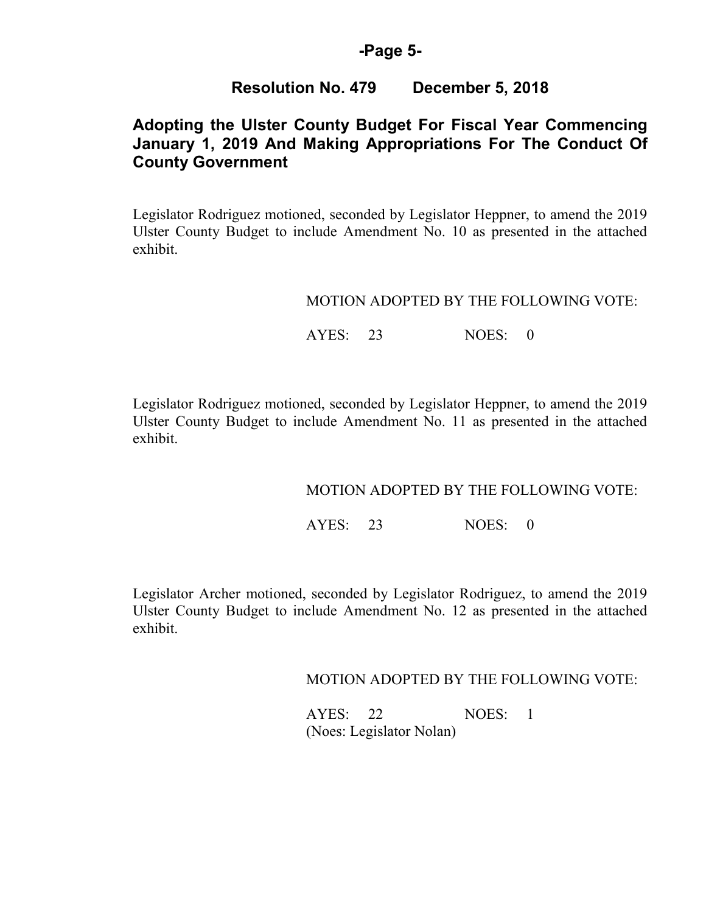## Resolution No. 479 December 5, 2018

### Adopting the Ulster County Budget For Fiscal Year Commencing January 1, 2019 And Making Appropriations For The Conduct Of County Government

Legislator Rodriguez motioned, seconded by Legislator Heppner, to amend the 2019 Ulster County Budget to include Amendment No. 10 as presented in the attached exhibit.

MOTION ADOPTED BY THE FOLLOWING VOTE:

AYES: 23 NOES: 0

Legislator Rodriguez motioned, seconded by Legislator Heppner, to amend the 2019 Ulster County Budget to include Amendment No. 11 as presented in the attached exhibit.

MOTION ADOPTED BY THE FOLLOWING VOTE:

AYES: 23 NOES: 0

Legislator Archer motioned, seconded by Legislator Rodriguez, to amend the 2019 Ulster County Budget to include Amendment No. 12 as presented in the attached exhibit.

MOTION ADOPTED BY THE FOLLOWING VOTE:

AYES: 22 NOES: 1
(Noes: Legislator Nolan)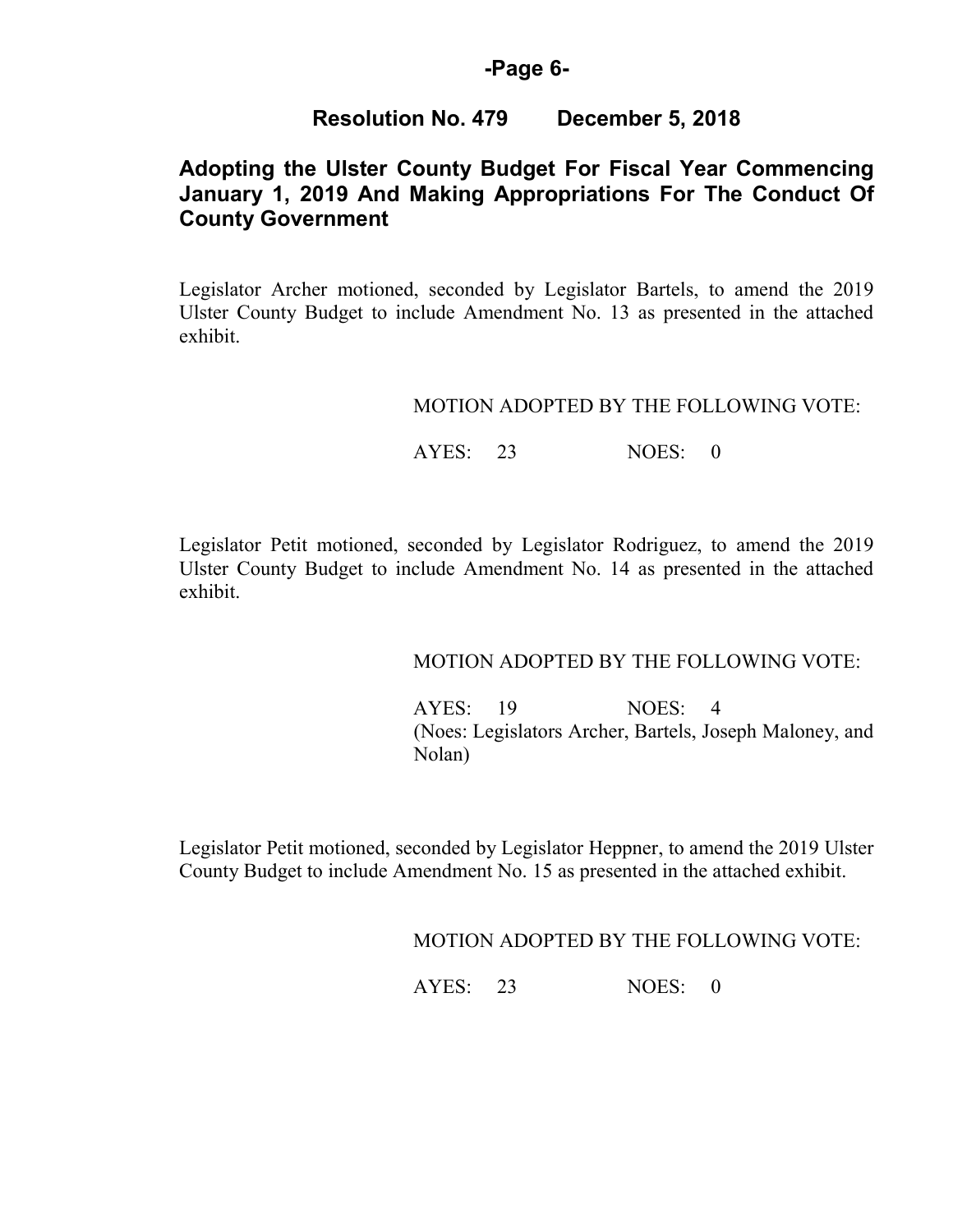## Resolution No. 479 December 5, 2018

## Adopting the Ulster County Budget For Fiscal Year Commencing January 1, 2019 And Making Appropriations For The Conduct Of County Government

Legislator Archer motioned, seconded by Legislator Bartels, to amend the 2019 Ulster County Budget to include Amendment No. 13 as presented in the attached exhibit.

MOTION ADOPTED BY THE FOLLOWING VOTE:

AYES: 23 NOES: 0

Legislator Petit motioned, seconded by Legislator Rodriguez, to amend the 2019 Ulster County Budget to include Amendment No. 14 as presented in the attached exhibit.

MOTION ADOPTED BY THE FOLLOWING VOTE:

AYES: 19 NOES: 4
(Noes: Legislators Archer, Bartels, Joseph Maloney, and Nolan)

Legislator Petit motioned, seconded by Legislator Heppner, to amend the 2019 Ulster County Budget to include Amendment No. 15 as presented in the attached exhibit.

MOTION ADOPTED BY THE FOLLOWING VOTE:

AYES: 23 NOES: 0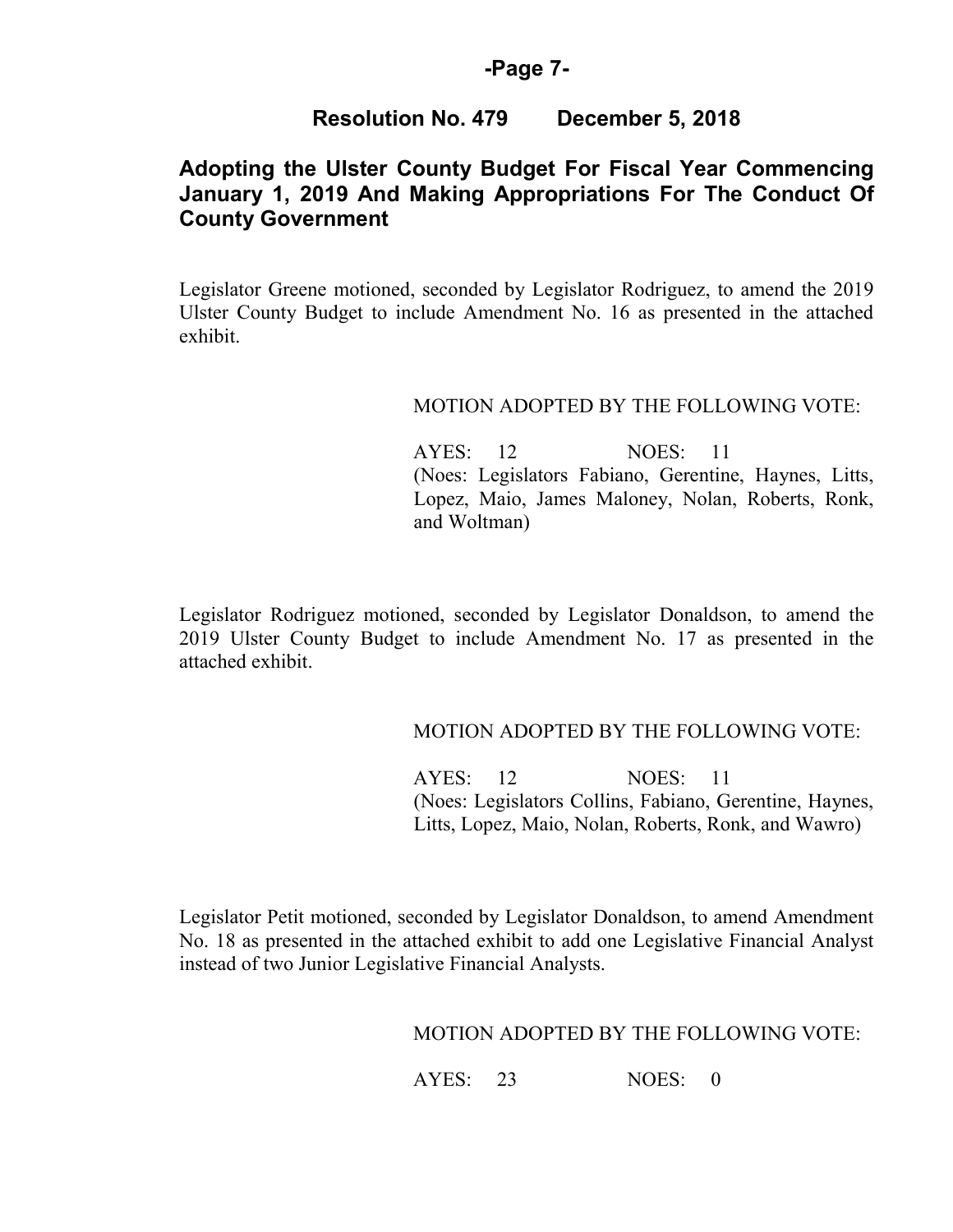## Resolution No. 479 December 5, 2018

## Adopting the Ulster County Budget For Fiscal Year Commencing January 1, 2019 And Making Appropriations For The Conduct Of County Government

Legislator Greene motioned, seconded by Legislator Rodriguez, to amend the 2019 Ulster County Budget to include Amendment No. 16 as presented in the attached exhibit.

MOTION ADOPTED BY THE FOLLOWING VOTE:

AYES: 12 NOES: 11
(Noes: Legislators Fabiano, Gerentine, Haynes, Litts, Lopez, Maio, James Maloney, Nolan, Roberts, Ronk, and Woltman)

Legislator Rodriguez motioned, seconded by Legislator Donaldson, to amend the 2019 Ulster County Budget to include Amendment No. 17 as presented in the attached exhibit.

MOTION ADOPTED BY THE FOLLOWING VOTE:

AYES: 12 NOES: 11
(Noes: Legislators Collins, Fabiano, Gerentine, Haynes, Litts, Lopez, Maio, Nolan, Roberts, Ronk, and Wawro)

Legislator Petit motioned, seconded by Legislator Donaldson, to amend Amendment No. 18 as presented in the attached exhibit to add one Legislative Financial Analyst instead of two Junior Legislative Financial Analysts.

MOTION ADOPTED BY THE FOLLOWING VOTE:

AYES: 23 NOES: 0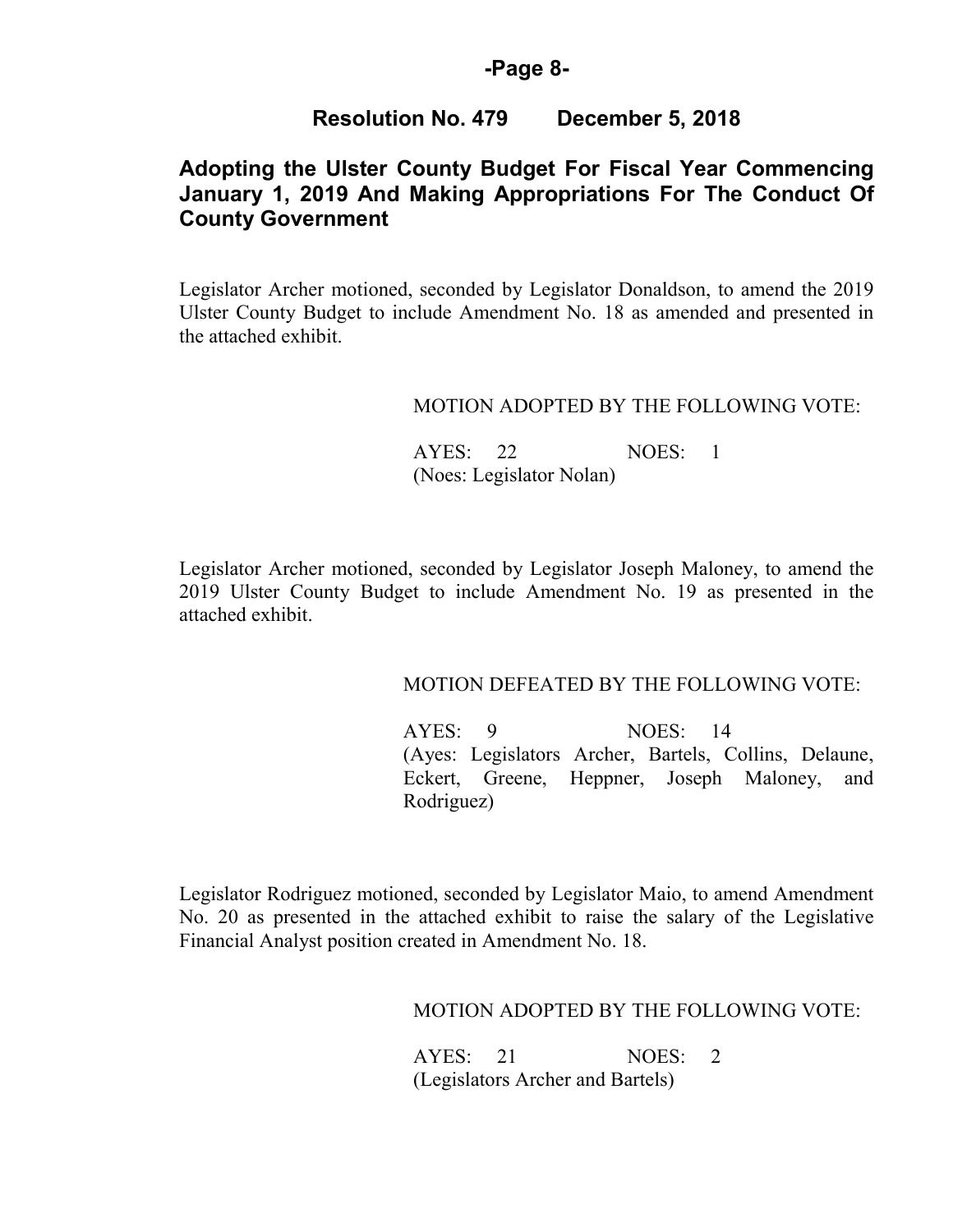## Resolution No. 479 December 5, 2018

## Adopting the Ulster County Budget For Fiscal Year Commencing January 1, 2019 And Making Appropriations For The Conduct Of County Government

Legislator Archer motioned, seconded by Legislator Donaldson, to amend the 2019 Ulster County Budget to include Amendment No. 18 as amended and presented in the attached exhibit.

MOTION ADOPTED BY THE FOLLOWING VOTE:

AYES: 22 NOES: 1
(Noes: Legislator Nolan)

Legislator Archer motioned, seconded by Legislator Joseph Maloney, to amend the 2019 Ulster County Budget to include Amendment No. 19 as presented in the attached exhibit.

MOTION DEFEATED BY THE FOLLOWING VOTE:

AYES: 9 NOES: 14
(Ayes: Legislators Archer, Bartels, Collins, Delaune, Eckert, Greene, Heppner, Joseph Maloney, and Rodriguez)

Legislator Rodriguez motioned, seconded by Legislator Maio, to amend Amendment No. 20 as presented in the attached exhibit to raise the salary of the Legislative Financial Analyst position created in Amendment No. 18.

MOTION ADOPTED BY THE FOLLOWING VOTE:

AYES: 21 NOES: 2
(Legislators Archer and Bartels)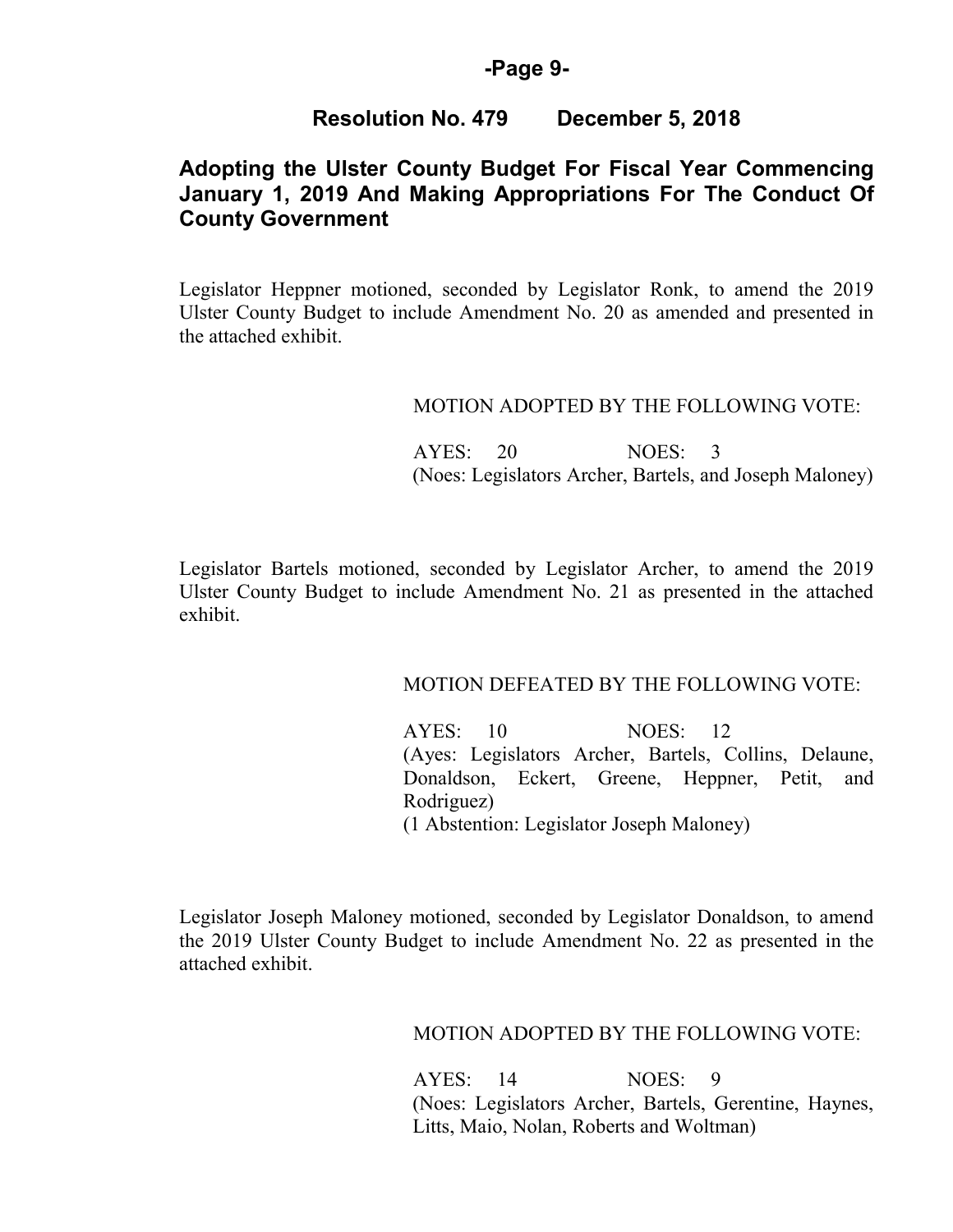## Resolution No. 479 December 5, 2018

## Adopting the Ulster County Budget For Fiscal Year Commencing January 1, 2019 And Making Appropriations For The Conduct Of County Government

Legislator Heppner motioned, seconded by Legislator Ronk, to amend the 2019 Ulster County Budget to include Amendment No. 20 as amended and presented in the attached exhibit.

MOTION ADOPTED BY THE FOLLOWING VOTE:

AYES: 20 NOES: 3
(Noes: Legislators Archer, Bartels, and Joseph Maloney)

Legislator Bartels motioned, seconded by Legislator Archer, to amend the 2019 Ulster County Budget to include Amendment No. 21 as presented in the attached exhibit.

MOTION DEFEATED BY THE FOLLOWING VOTE:

AYES: 10 NOES: 12
(Ayes: Legislators Archer, Bartels, Collins, Delaune, Donaldson, Eckert, Greene, Heppner, Petit, and Rodriguez)
(1 Abstention: Legislator Joseph Maloney)

Legislator Joseph Maloney motioned, seconded by Legislator Donaldson, to amend the 2019 Ulster County Budget to include Amendment No. 22 as presented in the attached exhibit.

MOTION ADOPTED BY THE FOLLOWING VOTE:

AYES: 14 NOES: 9
(Noes: Legislators Archer, Bartels, Gerentine, Haynes, Litts, Maio, Nolan, Roberts and Woltman)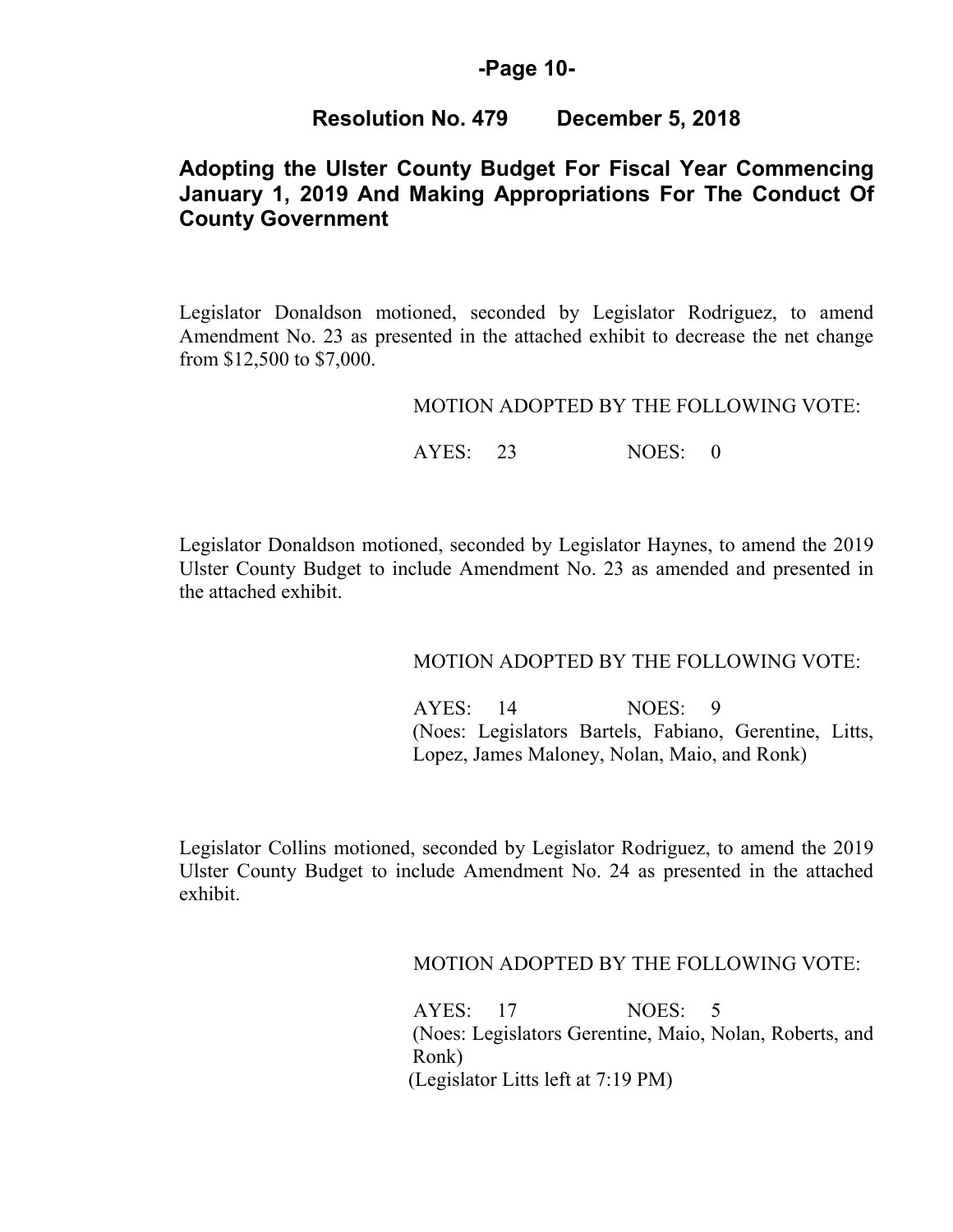## Resolution No. 479 December 5, 2018

## Adopting the Ulster County Budget For Fiscal Year Commencing January 1, 2019 And Making Appropriations For The Conduct Of County Government

Legislator Donaldson motioned, seconded by Legislator Rodriguez, to amend Amendment No. 23 as presented in the attached exhibit to decrease the net change from $12,500 to $7,000.

MOTION ADOPTED BY THE FOLLOWING VOTE:

AYES: 23 NOES: 0

Legislator Donaldson motioned, seconded by Legislator Haynes, to amend the 2019 Ulster County Budget to include Amendment No. 23 as amended and presented in the attached exhibit.

MOTION ADOPTED BY THE FOLLOWING VOTE:

AYES: 14 NOES: 9
(Noes: Legislators Bartels, Fabiano, Gerentine, Litts, Lopez, James Maloney, Nolan, Maio, and Ronk)

Legislator Collins motioned, seconded by Legislator Rodriguez, to amend the 2019 Ulster County Budget to include Amendment No. 24 as presented in the attached exhibit.

MOTION ADOPTED BY THE FOLLOWING VOTE:

AYES: 17 NOES: 5
(Noes: Legislators Gerentine, Maio, Nolan, Roberts, and Ronk)
(Legislator Litts left at 7:19 PM)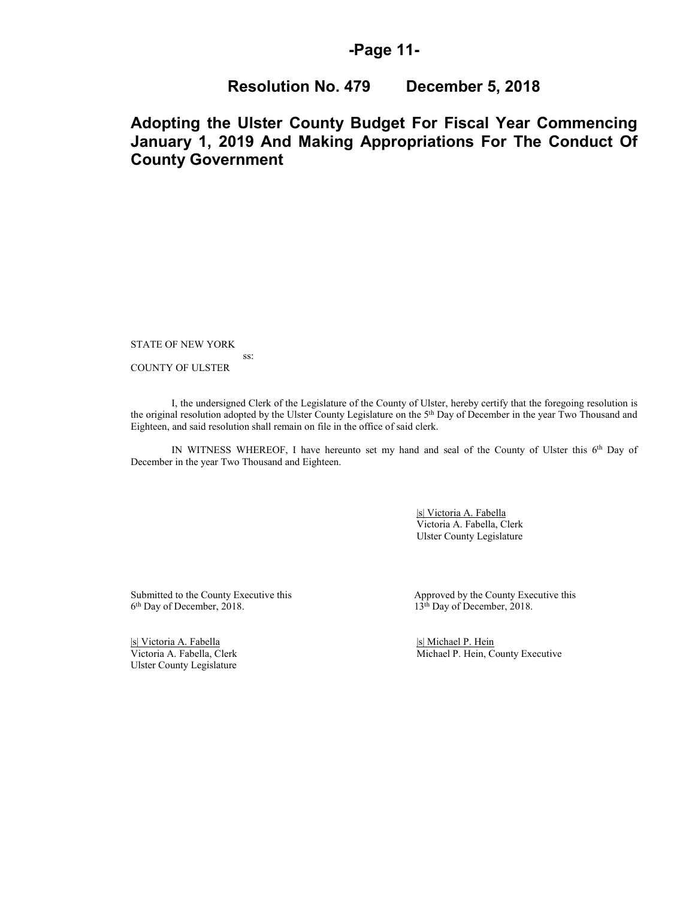## Resolution No. 479 December 5, 2018

# Adopting the Ulster County Budget For Fiscal Year Commencing January 1, 2019 And Making Appropriations For The Conduct Of County Government

STATE OF NEW YORK
ss:
COUNTY OF ULSTER

I, the undersigned Clerk of the Legislature of the County of Ulster, hereby certify that the foregoing resolution is the original resolution adopted by the Ulster County Legislature on the 5th Day of December in the year Two Thousand and Eighteen, and said resolution shall remain on file in the office of said clerk.

IN WITNESS WHEREOF, I have hereunto set my hand and seal of the County of Ulster this 6th Day of December in the year Two Thousand and Eighteen.

|s| Victoria A. Fabella
Victoria A. Fabella, Clerk
Ulster County Legislature

Submitted to the County Executive this
6th Day of December, 2018.

|s| Victoria A. Fabella
Victoria A. Fabella, Clerk
Ulster County Legislature

Approved by the County Executive this
13th Day of December, 2018.

|s| Michael P. Hein
Michael P. Hein, County Executive